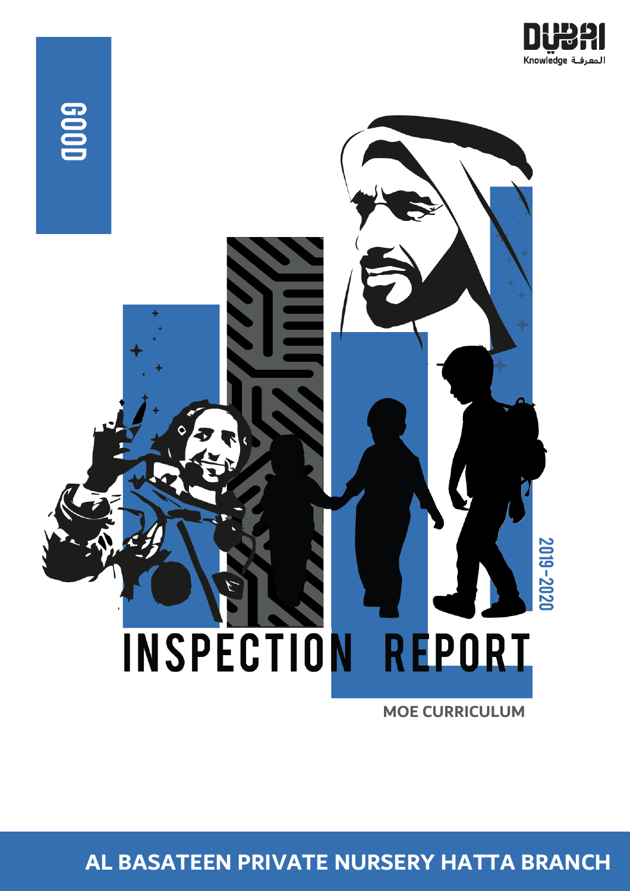GOOD

Knowledge المعرفة

# INSPECTION REPORT

2019-2020

MOE CURRICULUM

## AL BASATEEN PRIVATE NURSERY HATTA BRANCH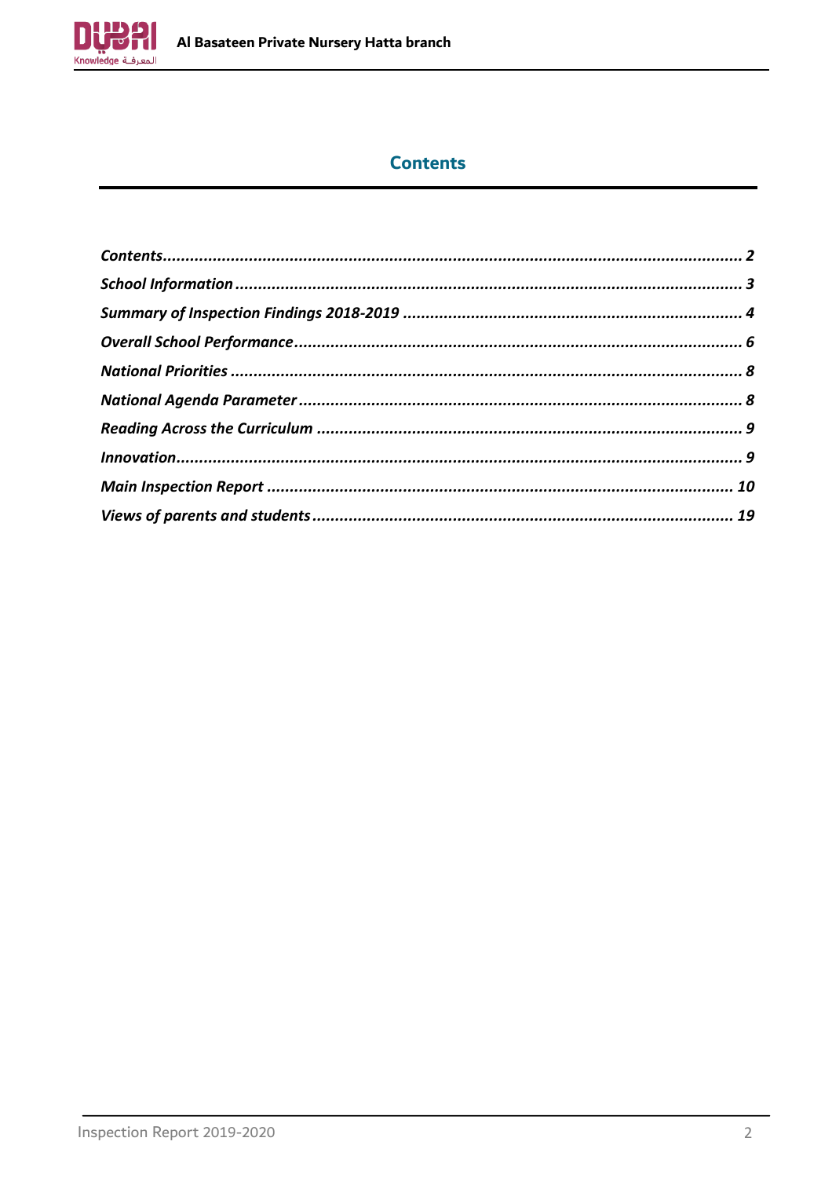## Contents

| | |
|---|---|
| *Contents* | *2* |
| *School Information* | *3* |
| *Summary of Inspection Findings 2018-2019* | *4* |
| *Overall School Performance* | *6* |
| *National Priorities* | *8* |
| *National Agenda Parameter* | *8* |
| *Reading Across the Curriculum* | *9* |
| *Innovation* | *9* |
| *Main Inspection Report* | *10* |
| *Views of parents and students* | *19* |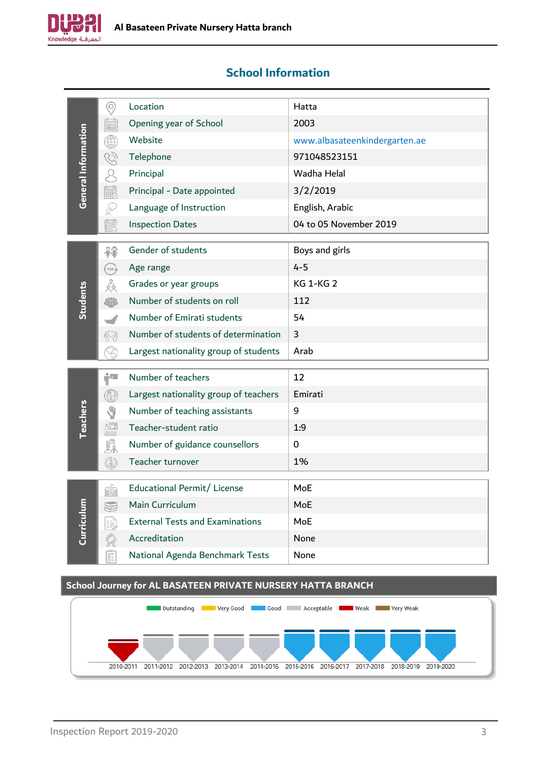## School Information

| | | |
|---|---|---|
| **General Information** | Location | Hatta |
| | Opening year of School | 2003 |
| | Website | www.albasateenkindergarten.ae |
| | Telephone | 971048523151 |
| | Principal | Wadha Helal |
| | Principal - Date appointed | 3/2/2019 |
| | Language of Instruction | English, Arabic |
| | Inspection Dates | 04 to 05 November 2019 |

| | | |
|---|---|---|
| **Students** | Gender of students | Boys and girls |
| | Age range | 4-5 |
| | Grades or year groups | KG 1-KG 2 |
| | Number of students on roll | 112 |
| | Number of Emirati students | 54 |
| | Number of students of determination | 3 |
| | Largest nationality group of students | Arab |

| | | |
|---|---|---|
| **Teachers** | Number of teachers | 12 |
| | Largest nationality group of teachers | Emirati |
| | Number of teaching assistants | 9 |
| | Teacher-student ratio | 1:9 |
| | Number of guidance counsellors | 0 |
| | Teacher turnover | 1% |

| | | |
|---|---|---|
| **Curriculum** | Educational Permit/ License | MoE |
| | Main Curriculum | MoE |
| | External Tests and Examinations | MoE |
| | Accreditation | None |
| | National Agenda Benchmark Tests | None |

### School Journey for AL BASATEEN PRIVATE NURSERY HATTA BRANCH

Outstanding | Very Good | Good | Acceptable | Weak | Very Weak

| Year | Rating |
|---|---|
| 2010-2011 | Weak |
| 2011-2012 | Acceptable |
| 2012-2013 | Acceptable |
| 2013-2014 | Acceptable |
| 2014-2015 | Acceptable |
| 2015-2016 | Good |
| 2016-2017 | Good |
| 2017-2018 | Good |
| 2018-2019 | Good |
| 2019-2020 | Good |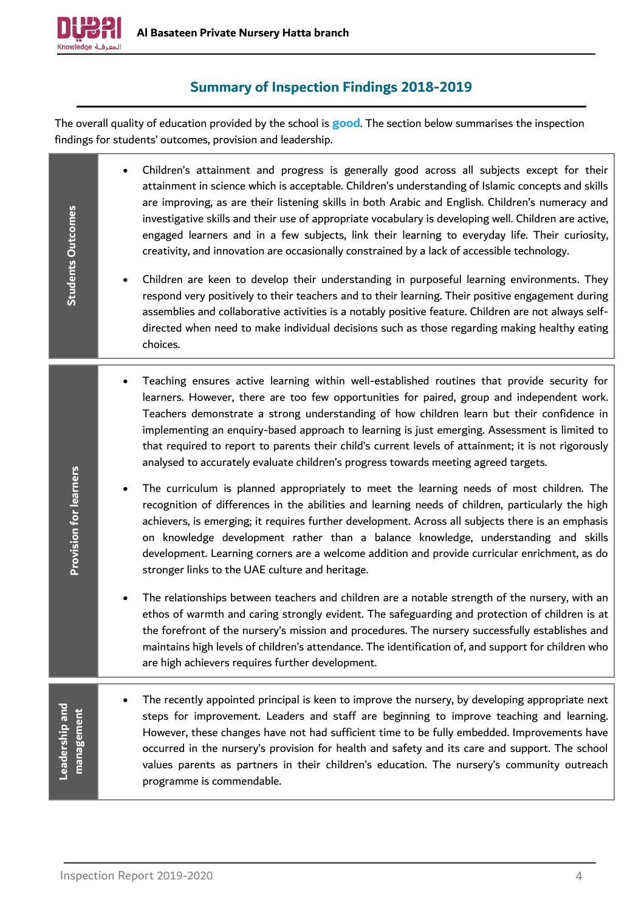## Summary of Inspection Findings 2018-2019

The overall quality of education provided by the school is **good**. The section below summarises the inspection findings for students' outcomes, provision and leadership.

### Students Outcomes

- Children's attainment and progress is generally good across all subjects except for their attainment in science which is acceptable. Children's understanding of Islamic concepts and skills are improving, as are their listening skills in both Arabic and English. Children's numeracy and investigative skills and their use of appropriate vocabulary is developing well. Children are active, engaged learners and in a few subjects, link their learning to everyday life. Their curiosity, creativity, and innovation are occasionally constrained by a lack of accessible technology.
- Children are keen to develop their understanding in purposeful learning environments. They respond very positively to their teachers and to their learning. Their positive engagement during assemblies and collaborative activities is a notably positive feature. Children are not always self-directed when need to make individual decisions such as those regarding making healthy eating choices.

### Provision for learners

- Teaching ensures active learning within well-established routines that provide security for learners. However, there are too few opportunities for paired, group and independent work. Teachers demonstrate a strong understanding of how children learn but their confidence in implementing an enquiry-based approach to learning is just emerging. Assessment is limited to that required to report to parents their child's current levels of attainment; it is not rigorously analysed to accurately evaluate children's progress towards meeting agreed targets.
- The curriculum is planned appropriately to meet the learning needs of most children. The recognition of differences in the abilities and learning needs of children, particularly the high achievers, is emerging; it requires further development. Across all subjects there is an emphasis on knowledge development rather than a balance knowledge, understanding and skills development. Learning corners are a welcome addition and provide curricular enrichment, as do stronger links to the UAE culture and heritage.
- The relationships between teachers and children are a notable strength of the nursery, with an ethos of warmth and caring strongly evident. The safeguarding and protection of children is at the forefront of the nursery's mission and procedures. The nursery successfully establishes and maintains high levels of children's attendance. The identification of, and support for children who are high achievers requires further development.

### Leadership and management

- The recently appointed principal is keen to improve the nursery, by developing appropriate next steps for improvement. Leaders and staff are beginning to improve teaching and learning. However, these changes have not had sufficient time to be fully embedded. Improvements have occurred in the nursery's provision for health and safety and its care and support. The school values parents as partners in their children's education. The nursery's community outreach programme is commendable.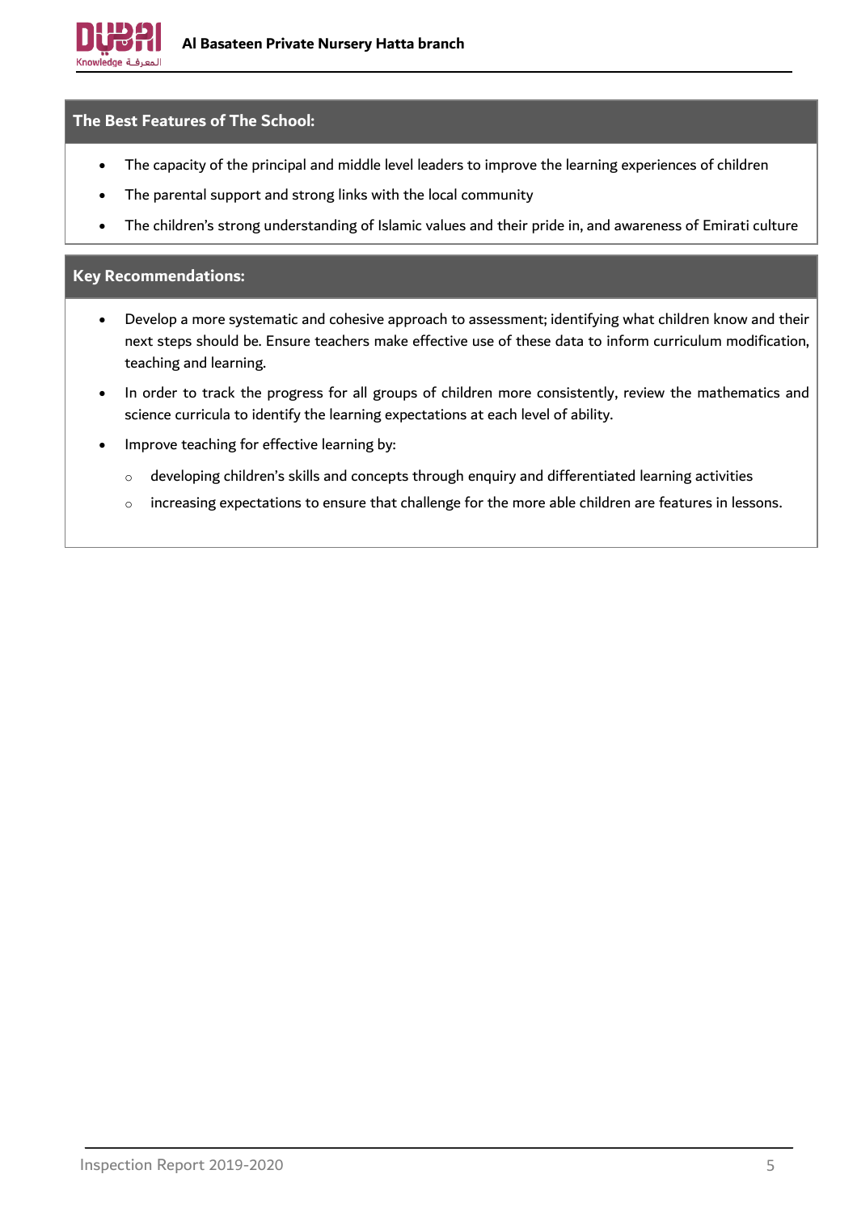## The Best Features of The School:

- The capacity of the principal and middle level leaders to improve the learning experiences of children
- The parental support and strong links with the local community
- The children's strong understanding of Islamic values and their pride in, and awareness of Emirati culture

## Key Recommendations:

- Develop a more systematic and cohesive approach to assessment; identifying what children know and their next steps should be. Ensure teachers make effective use of these data to inform curriculum modification, teaching and learning.
- In order to track the progress for all groups of children more consistently, review the mathematics and science curricula to identify the learning expectations at each level of ability.
- Improve teaching for effective learning by:
    - developing children's skills and concepts through enquiry and differentiated learning activities
    - increasing expectations to ensure that challenge for the more able children are features in lessons.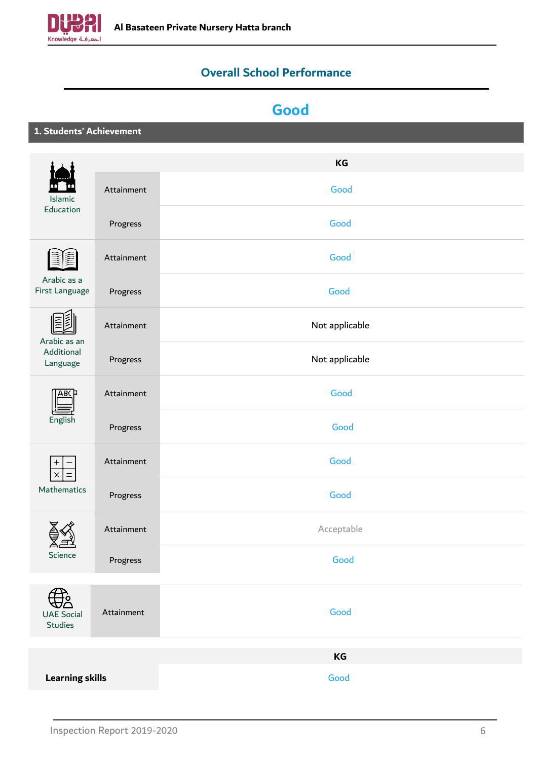## Overall School Performance

# Good

### 1. Students' Achievement

| | | KG |
|---|---|---|
| Islamic Education | Attainment | Good |
| | Progress | Good |
| Arabic as a First Language | Attainment | Good |
| | Progress | Good |
| Arabic as an Additional Language | Attainment | Not applicable |
| | Progress | Not applicable |
| English | Attainment | Good |
| | Progress | Good |
| Mathematics | Attainment | Good |
| | Progress | Good |
| Science | Attainment | Acceptable |
| | Progress | Good |
| UAE Social Studies | Attainment | Good |

| | KG |
|---|---|
| **Learning skills** | Good |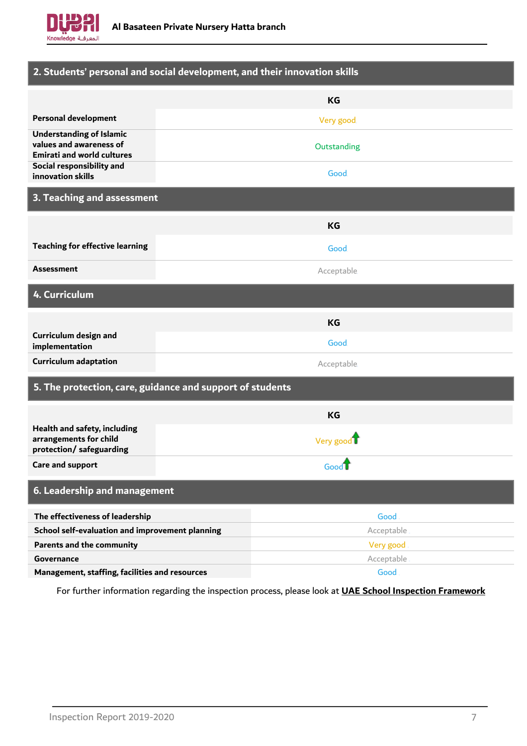## 2. Students' personal and social development, and their innovation skills

| | KG |
|---|---|
| Personal development | Very good |
| Understanding of Islamic values and awareness of Emirati and world cultures | Outstanding |
| Social responsibility and innovation skills | Good |

## 3. Teaching and assessment

| | KG |
|---|---|
| Teaching for effective learning | Good |
| Assessment | Acceptable |

## 4. Curriculum

| | KG |
|---|---|
| Curriculum design and implementation | Good |
| Curriculum adaptation | Acceptable |

## 5. The protection, care, guidance and support of students

| | KG |
|---|---|
| Health and safety, including arrangements for child protection/ safeguarding | Very good ↑ |
| Care and support | Good ↑ |

## 6. Leadership and management

| | |
|---|---|
| The effectiveness of leadership | Good |
| School self-evaluation and improvement planning | Acceptable |
| Parents and the community | Very good |
| Governance | Acceptable |
| Management, staffing, facilities and resources | Good |

For further information regarding the inspection process, please look at **UAE School Inspection Framework**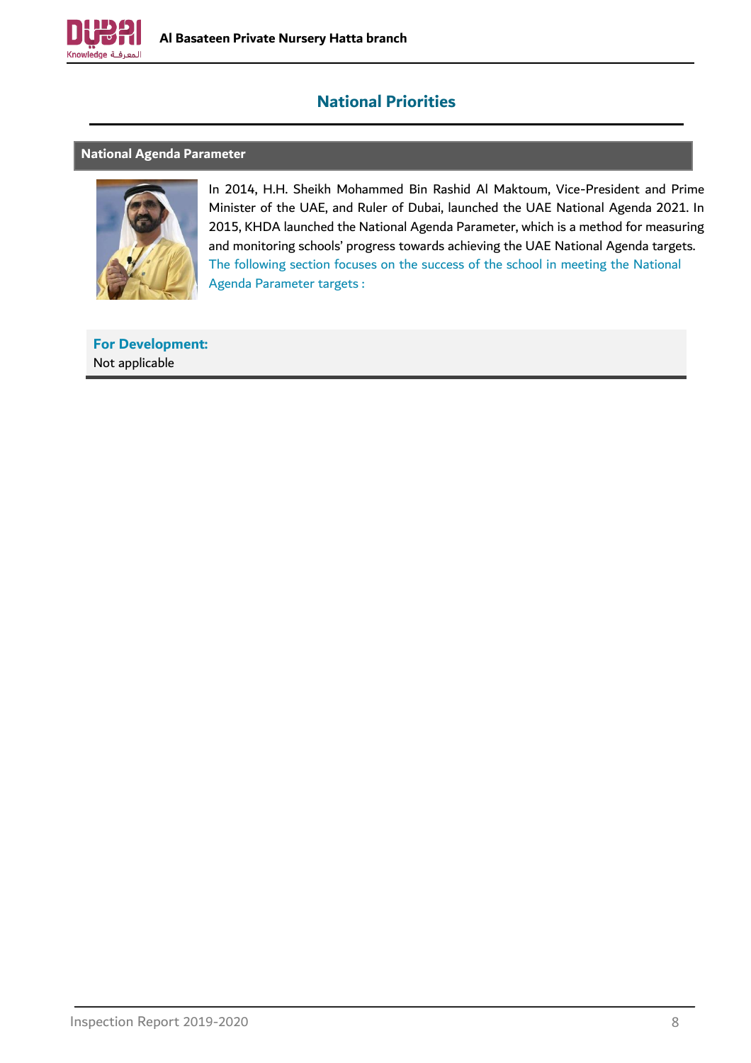## National Priorities

### National Agenda Parameter

In 2014, H.H. Sheikh Mohammed Bin Rashid Al Maktoum, Vice-President and Prime Minister of the UAE, and Ruler of Dubai, launched the UAE National Agenda 2021. In 2015, KHDA launched the National Agenda Parameter, which is a method for measuring and monitoring schools' progress towards achieving the UAE National Agenda targets. The following section focuses on the success of the school in meeting the National Agenda Parameter targets :

**For Development:**
Not applicable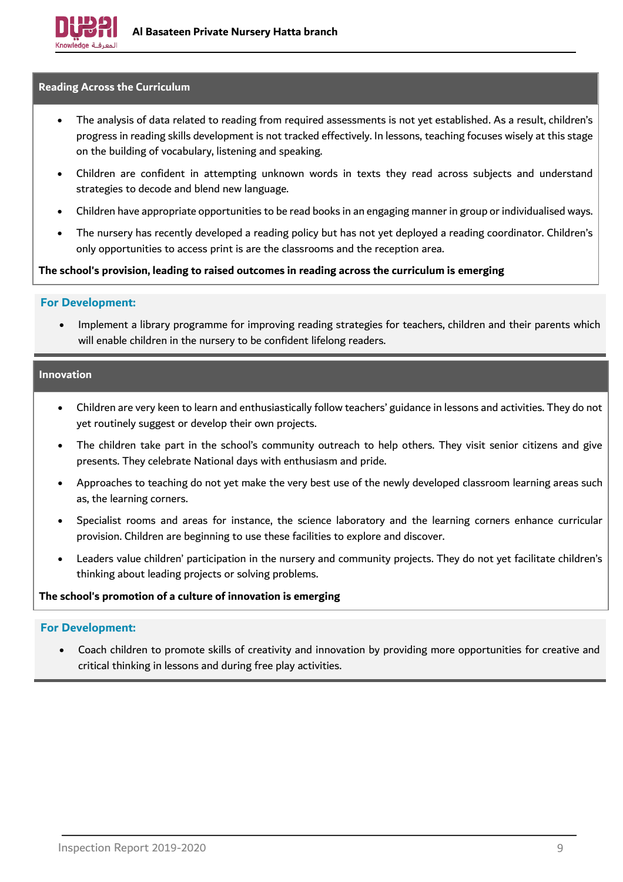## Reading Across the Curriculum

- The analysis of data related to reading from required assessments is not yet established. As a result, children's progress in reading skills development is not tracked effectively. In lessons, teaching focuses wisely at this stage on the building of vocabulary, listening and speaking.
- Children are confident in attempting unknown words in texts they read across subjects and understand strategies to decode and blend new language.
- Children have appropriate opportunities to be read books in an engaging manner in group or individualised ways.
- The nursery has recently developed a reading policy but has not yet deployed a reading coordinator. Children's only opportunities to access print is are the classrooms and the reception area.

**The school's provision, leading to raised outcomes in reading across the curriculum is emerging**

**For Development:**

- Implement a library programme for improving reading strategies for teachers, children and their parents which will enable children in the nursery to be confident lifelong readers.

## Innovation

- Children are very keen to learn and enthusiastically follow teachers' guidance in lessons and activities. They do not yet routinely suggest or develop their own projects.
- The children take part in the school's community outreach to help others. They visit senior citizens and give presents. They celebrate National days with enthusiasm and pride.
- Approaches to teaching do not yet make the very best use of the newly developed classroom learning areas such as, the learning corners.
- Specialist rooms and areas for instance, the science laboratory and the learning corners enhance curricular provision. Children are beginning to use these facilities to explore and discover.
- Leaders value children' participation in the nursery and community projects. They do not yet facilitate children's thinking about leading projects or solving problems.

**The school's promotion of a culture of innovation is emerging**

**For Development:**

- Coach children to promote skills of creativity and innovation by providing more opportunities for creative and critical thinking in lessons and during free play activities.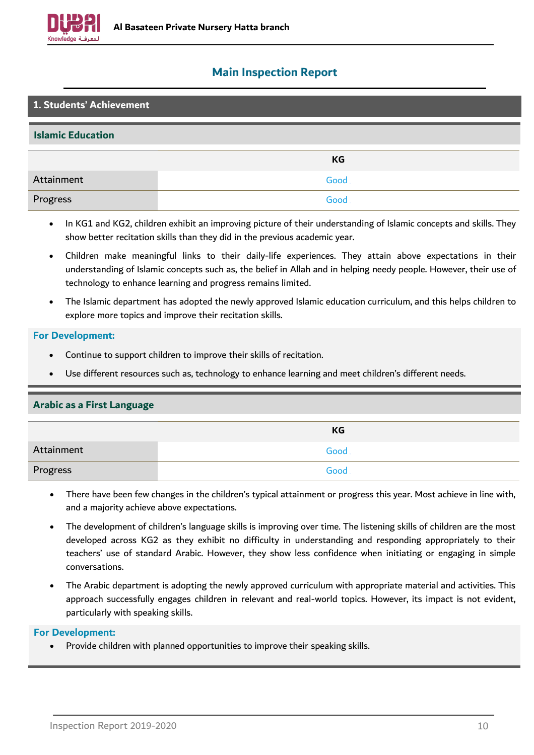## Main Inspection Report

### 1. Students' Achievement

#### Islamic Education

| | KG |
|---|---|
| Attainment | Good |
| Progress | Good |

- In KG1 and KG2, children exhibit an improving picture of their understanding of Islamic concepts and skills. They show better recitation skills than they did in the previous academic year.
- Children make meaningful links to their daily-life experiences. They attain above expectations in their understanding of Islamic concepts such as, the belief in Allah and in helping needy people. However, their use of technology to enhance learning and progress remains limited.
- The Islamic department has adopted the newly approved Islamic education curriculum, and this helps children to explore more topics and improve their recitation skills.

**For Development:**

- Continue to support children to improve their skills of recitation.
- Use different resources such as, technology to enhance learning and meet children's different needs.

#### Arabic as a First Language

| | KG |
|---|---|
| Attainment | Good |
| Progress | Good |

- There have been few changes in the children's typical attainment or progress this year. Most achieve in line with, and a majority achieve above expectations.
- The development of children's language skills is improving over time. The listening skills of children are the most developed across KG2 as they exhibit no difficulty in understanding and responding appropriately to their teachers' use of standard Arabic. However, they show less confidence when initiating or engaging in simple conversations.
- The Arabic department is adopting the newly approved curriculum with appropriate material and activities. This approach successfully engages children in relevant and real-world topics. However, its impact is not evident, particularly with speaking skills.

**For Development:**

- Provide children with planned opportunities to improve their speaking skills.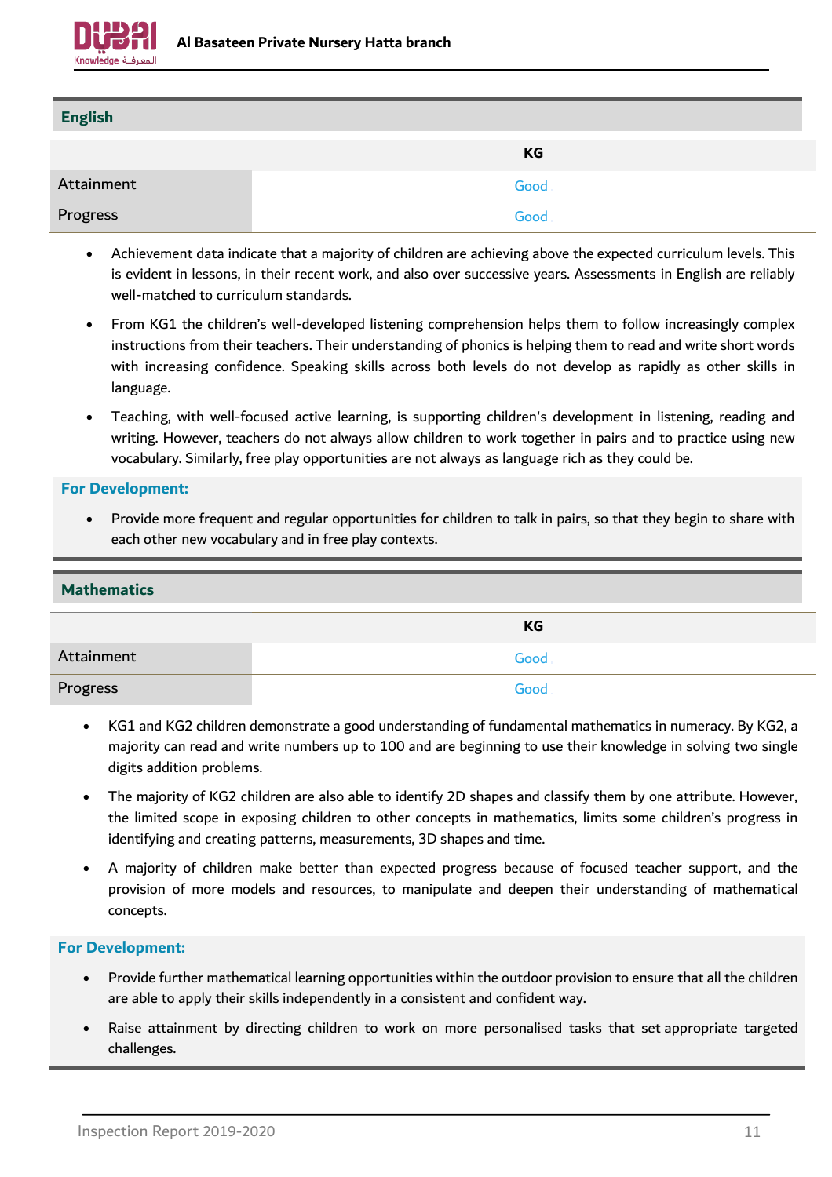## English

| | KG |
|---|---|
| Attainment | Good |
| Progress | Good |

- Achievement data indicate that a majority of children are achieving above the expected curriculum levels. This is evident in lessons, in their recent work, and also over successive years. Assessments in English are reliably well-matched to curriculum standards.
- From KG1 the children's well-developed listening comprehension helps them to follow increasingly complex instructions from their teachers. Their understanding of phonics is helping them to read and write short words with increasing confidence. Speaking skills across both levels do not develop as rapidly as other skills in language.
- Teaching, with well-focused active learning, is supporting children's development in listening, reading and writing. However, teachers do not always allow children to work together in pairs and to practice using new vocabulary. Similarly, free play opportunities are not always as language rich as they could be.

**For Development:**

- Provide more frequent and regular opportunities for children to talk in pairs, so that they begin to share with each other new vocabulary and in free play contexts.

## Mathematics

| | KG |
|---|---|
| Attainment | Good |
| Progress | Good |

- KG1 and KG2 children demonstrate a good understanding of fundamental mathematics in numeracy. By KG2, a majority can read and write numbers up to 100 and are beginning to use their knowledge in solving two single digits addition problems.
- The majority of KG2 children are also able to identify 2D shapes and classify them by one attribute. However, the limited scope in exposing children to other concepts in mathematics, limits some children's progress in identifying and creating patterns, measurements, 3D shapes and time.
- A majority of children make better than expected progress because of focused teacher support, and the provision of more models and resources, to manipulate and deepen their understanding of mathematical concepts.

**For Development:**

- Provide further mathematical learning opportunities within the outdoor provision to ensure that all the children are able to apply their skills independently in a consistent and confident way.
- Raise attainment by directing children to work on more personalised tasks that set appropriate targeted challenges.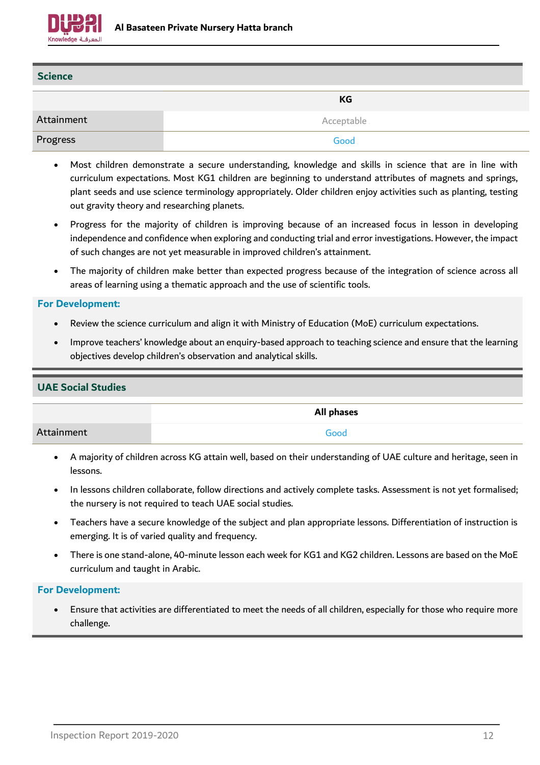## Science

| | KG |
|---|---|
| Attainment | Acceptable |
| Progress | Good |

- Most children demonstrate a secure understanding, knowledge and skills in science that are in line with curriculum expectations. Most KG1 children are beginning to understand attributes of magnets and springs, plant seeds and use science terminology appropriately. Older children enjoy activities such as planting, testing out gravity theory and researching planets.
- Progress for the majority of children is improving because of an increased focus in lesson in developing independence and confidence when exploring and conducting trial and error investigations. However, the impact of such changes are not yet measurable in improved children's attainment.
- The majority of children make better than expected progress because of the integration of science across all areas of learning using a thematic approach and the use of scientific tools.

**For Development:**

- Review the science curriculum and align it with Ministry of Education (MoE) curriculum expectations.
- Improve teachers' knowledge about an enquiry-based approach to teaching science and ensure that the learning objectives develop children's observation and analytical skills.

## UAE Social Studies

| | All phases |
|---|---|
| Attainment | Good |

- A majority of children across KG attain well, based on their understanding of UAE culture and heritage, seen in lessons.
- In lessons children collaborate, follow directions and actively complete tasks. Assessment is not yet formalised; the nursery is not required to teach UAE social studies.
- Teachers have a secure knowledge of the subject and plan appropriate lessons. Differentiation of instruction is emerging. It is of varied quality and frequency.
- There is one stand-alone, 40-minute lesson each week for KG1 and KG2 children. Lessons are based on the MoE curriculum and taught in Arabic.

**For Development:**

- Ensure that activities are differentiated to meet the needs of all children, especially for those who require more challenge.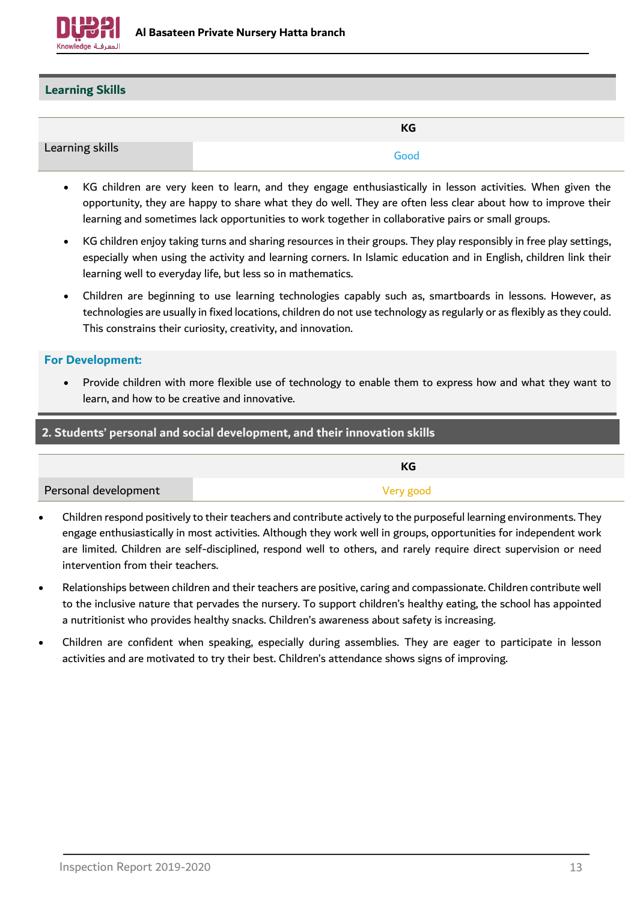### Learning Skills

| | KG |
|---|---|
| Learning skills | Good |

- KG children are very keen to learn, and they engage enthusiastically in lesson activities. When given the opportunity, they are happy to share what they do well. They are often less clear about how to improve their learning and sometimes lack opportunities to work together in collaborative pairs or small groups.
- KG children enjoy taking turns and sharing resources in their groups. They play responsibly in free play settings, especially when using the activity and learning corners. In Islamic education and in English, children link their learning well to everyday life, but less so in mathematics.
- Children are beginning to use learning technologies capably such as, smartboards in lessons. However, as technologies are usually in fixed locations, children do not use technology as regularly or as flexibly as they could. This constrains their curiosity, creativity, and innovation.

**For Development:**

- Provide children with more flexible use of technology to enable them to express how and what they want to learn, and how to be creative and innovative.

## 2. Students' personal and social development, and their innovation skills

| | KG |
|---|---|
| Personal development | Very good |

- Children respond positively to their teachers and contribute actively to the purposeful learning environments. They engage enthusiastically in most activities. Although they work well in groups, opportunities for independent work are limited. Children are self-disciplined, respond well to others, and rarely require direct supervision or need intervention from their teachers.
- Relationships between children and their teachers are positive, caring and compassionate. Children contribute well to the inclusive nature that pervades the nursery. To support children's healthy eating, the school has appointed a nutritionist who provides healthy snacks. Children's awareness about safety is increasing.
- Children are confident when speaking, especially during assemblies. They are eager to participate in lesson activities and are motivated to try their best. Children's attendance shows signs of improving.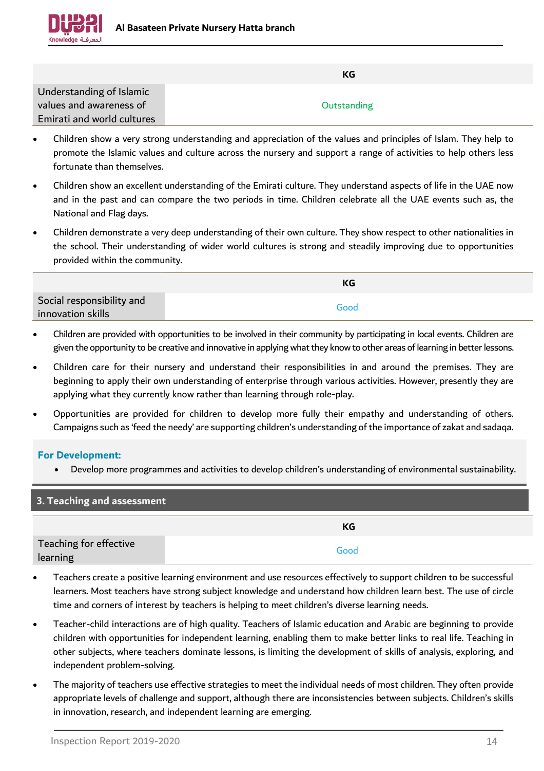| | KG |
|---|---|
| Understanding of Islamic values and awareness of Emirati and world cultures | Outstanding |

- Children show a very strong understanding and appreciation of the values and principles of Islam. They help to promote the Islamic values and culture across the nursery and support a range of activities to help others less fortunate than themselves.
- Children show an excellent understanding of the Emirati culture. They understand aspects of life in the UAE now and in the past and can compare the two periods in time. Children celebrate all the UAE events such as, the National and Flag days.
- Children demonstrate a very deep understanding of their own culture. They show respect to other nationalities in the school. Their understanding of wider world cultures is strong and steadily improving due to opportunities provided within the community.

| | KG |
|---|---|
| Social responsibility and innovation skills | Good |

- Children are provided with opportunities to be involved in their community by participating in local events. Children are given the opportunity to be creative and innovative in applying what they know to other areas of learning in better lessons.
- Children care for their nursery and understand their responsibilities in and around the premises. They are beginning to apply their own understanding of enterprise through various activities. However, presently they are applying what they currently know rather than learning through role-play.
- Opportunities are provided for children to develop more fully their empathy and understanding of others. Campaigns such as 'feed the needy' are supporting children's understanding of the importance of zakat and sadaqa.

**For Development:**

- Develop more programmes and activities to develop children's understanding of environmental sustainability.

## 3. Teaching and assessment

| | KG |
|---|---|
| Teaching for effective learning | Good |

- Teachers create a positive learning environment and use resources effectively to support children to be successful learners. Most teachers have strong subject knowledge and understand how children learn best. The use of circle time and corners of interest by teachers is helping to meet children's diverse learning needs.
- Teacher-child interactions are of high quality. Teachers of Islamic education and Arabic are beginning to provide children with opportunities for independent learning, enabling them to make better links to real life. Teaching in other subjects, where teachers dominate lessons, is limiting the development of skills of analysis, exploring, and independent problem-solving.
- The majority of teachers use effective strategies to meet the individual needs of most children. They often provide appropriate levels of challenge and support, although there are inconsistencies between subjects. Children's skills in innovation, research, and independent learning are emerging.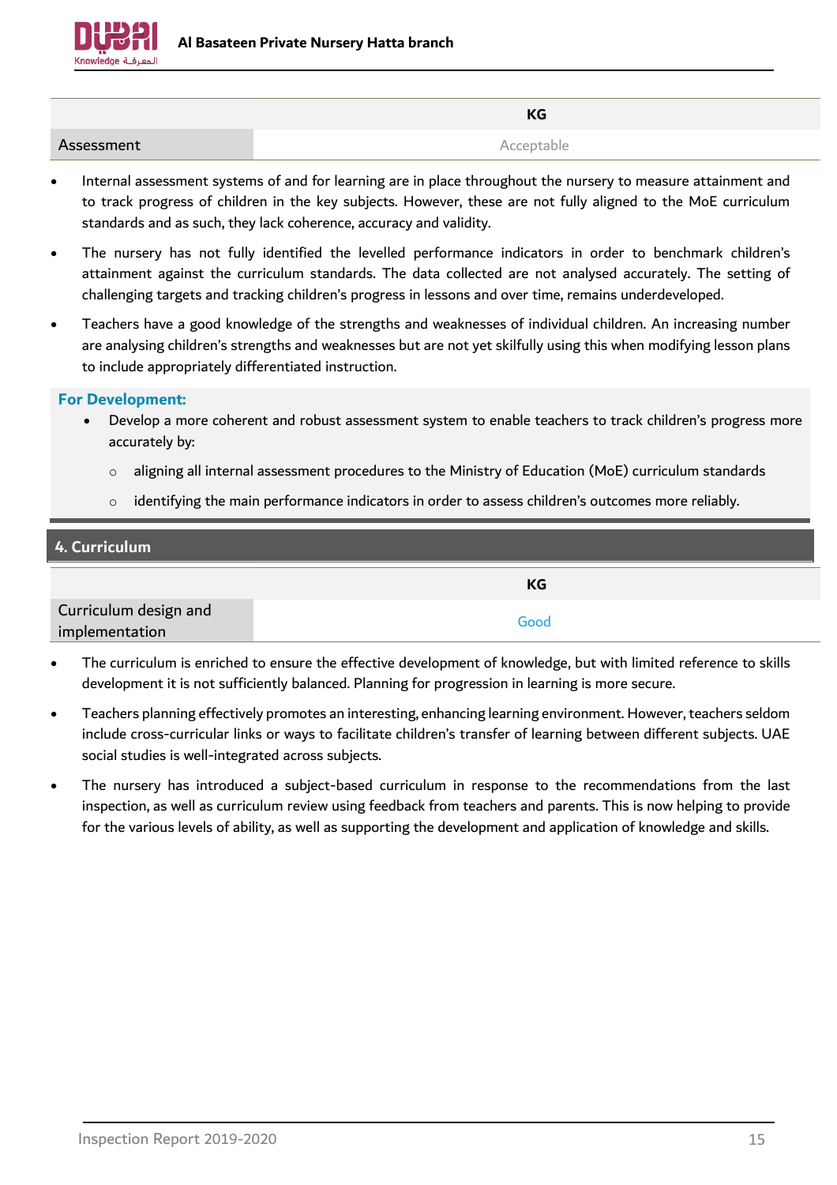| | KG |
|---|---|
| Assessment | Acceptable |

- Internal assessment systems of and for learning are in place throughout the nursery to measure attainment and to track progress of children in the key subjects. However, these are not fully aligned to the MoE curriculum standards and as such, they lack coherence, accuracy and validity.
- The nursery has not fully identified the levelled performance indicators in order to benchmark children's attainment against the curriculum standards. The data collected are not analysed accurately. The setting of challenging targets and tracking children's progress in lessons and over time, remains underdeveloped.
- Teachers have a good knowledge of the strengths and weaknesses of individual children. An increasing number are analysing children's strengths and weaknesses but are not yet skilfully using this when modifying lesson plans to include appropriately differentiated instruction.

**For Development:**

- Develop a more coherent and robust assessment system to enable teachers to track children's progress more accurately by:
  - aligning all internal assessment procedures to the Ministry of Education (MoE) curriculum standards
  - identifying the main performance indicators in order to assess children's outcomes more reliably.

## 4. Curriculum

| | KG |
|---|---|
| Curriculum design and implementation | Good |

- The curriculum is enriched to ensure the effective development of knowledge, but with limited reference to skills development it is not sufficiently balanced. Planning for progression in learning is more secure.
- Teachers planning effectively promotes an interesting, enhancing learning environment. However, teachers seldom include cross-curricular links or ways to facilitate children's transfer of learning between different subjects. UAE social studies is well-integrated across subjects.
- The nursery has introduced a subject-based curriculum in response to the recommendations from the last inspection, as well as curriculum review using feedback from teachers and parents. This is now helping to provide for the various levels of ability, as well as supporting the development and application of knowledge and skills.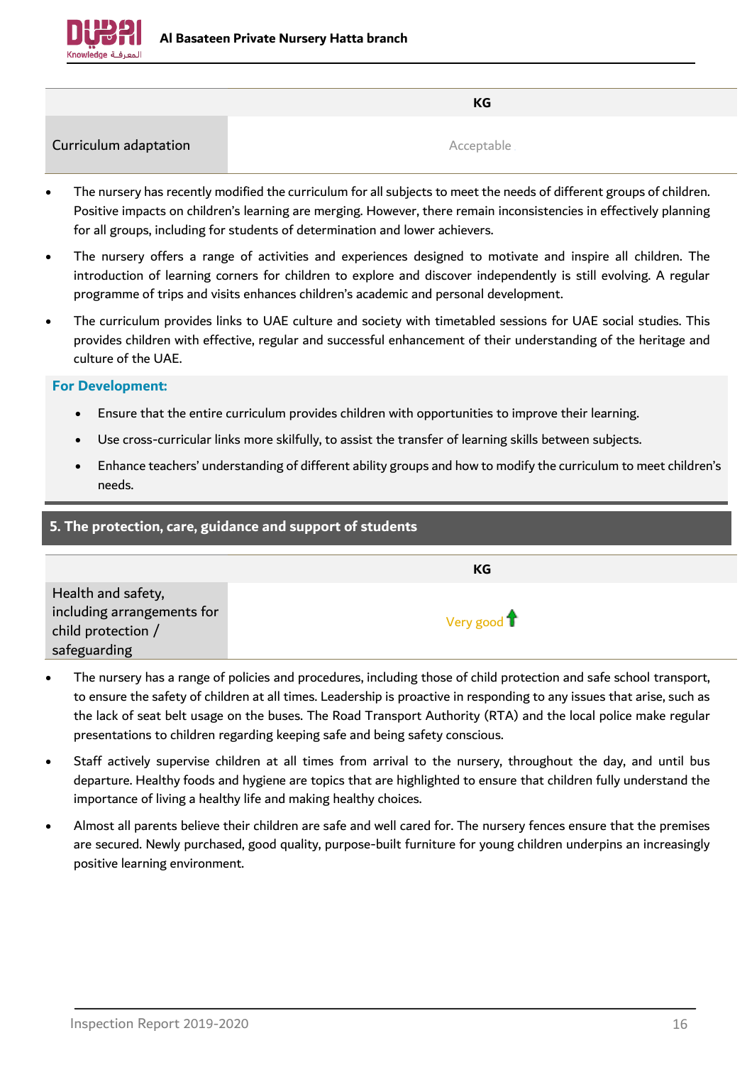| | KG |
|---|---|
| Curriculum adaptation | Acceptable |

- The nursery has recently modified the curriculum for all subjects to meet the needs of different groups of children. Positive impacts on children's learning are merging. However, there remain inconsistencies in effectively planning for all groups, including for students of determination and lower achievers.
- The nursery offers a range of activities and experiences designed to motivate and inspire all children. The introduction of learning corners for children to explore and discover independently is still evolving. A regular programme of trips and visits enhances children's academic and personal development.
- The curriculum provides links to UAE culture and society with timetabled sessions for UAE social studies. This provides children with effective, regular and successful enhancement of their understanding of the heritage and culture of the UAE.

**For Development:**

- Ensure that the entire curriculum provides children with opportunities to improve their learning.
- Use cross-curricular links more skilfully, to assist the transfer of learning skills between subjects.
- Enhance teachers' understanding of different ability groups and how to modify the curriculum to meet children's needs.

## 5. The protection, care, guidance and support of students

| | KG |
|---|---|
| Health and safety, including arrangements for child protection / safeguarding | Very good ↑ |

- The nursery has a range of policies and procedures, including those of child protection and safe school transport, to ensure the safety of children at all times. Leadership is proactive in responding to any issues that arise, such as the lack of seat belt usage on the buses. The Road Transport Authority (RTA) and the local police make regular presentations to children regarding keeping safe and being safety conscious.
- Staff actively supervise children at all times from arrival to the nursery, throughout the day, and until bus departure. Healthy foods and hygiene are topics that are highlighted to ensure that children fully understand the importance of living a healthy life and making healthy choices.
- Almost all parents believe their children are safe and well cared for. The nursery fences ensure that the premises are secured. Newly purchased, good quality, purpose-built furniture for young children underpins an increasingly positive learning environment.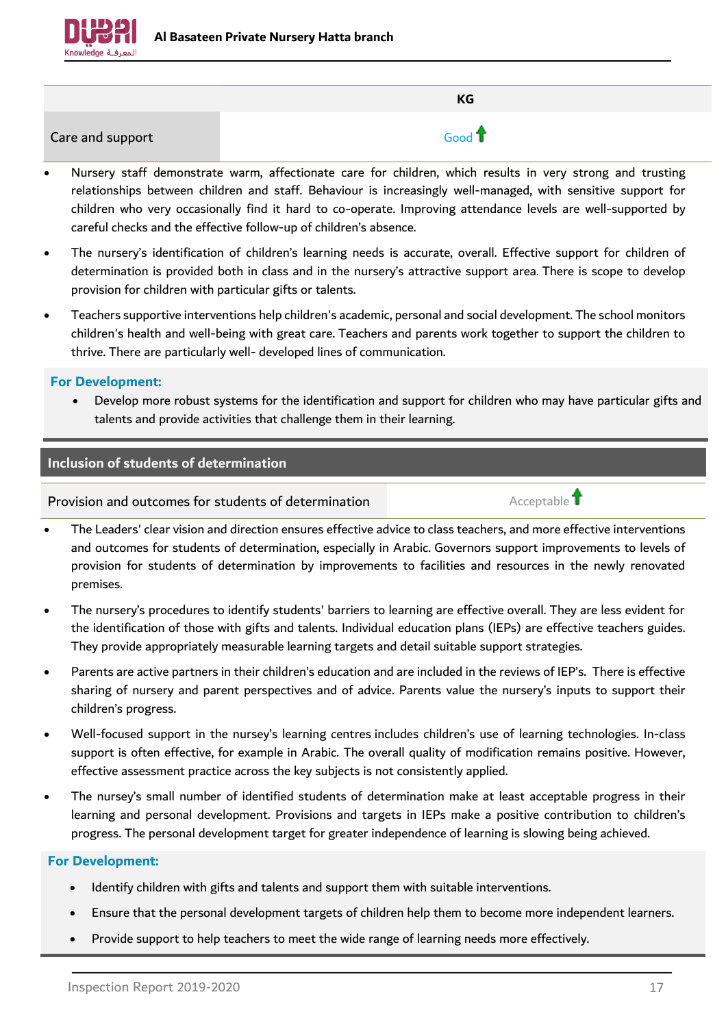| | KG |
|---|---|
| Care and support | Good ↑ |

- Nursery staff demonstrate warm, affectionate care for children, which results in very strong and trusting relationships between children and staff. Behaviour is increasingly well-managed, with sensitive support for children who very occasionally find it hard to co-operate. Improving attendance levels are well-supported by careful checks and the effective follow-up of children's absence.
- The nursery's identification of children's learning needs is accurate, overall. Effective support for children of determination is provided both in class and in the nursery's attractive support area. There is scope to develop provision for children with particular gifts or talents.
- Teachers supportive interventions help children's academic, personal and social development. The school monitors children's health and well-being with great care. Teachers and parents work together to support the children to thrive. There are particularly well- developed lines of communication.

**For Development:**

- Develop more robust systems for the identification and support for children who may have particular gifts and talents and provide activities that challenge them in their learning.

## Inclusion of students of determination

| Provision and outcomes for students of determination | Acceptable ↑ |
|---|---|

- The Leaders' clear vision and direction ensures effective advice to class teachers, and more effective interventions and outcomes for students of determination, especially in Arabic. Governors support improvements to levels of provision for students of determination by improvements to facilities and resources in the newly renovated premises.
- The nursery's procedures to identify students' barriers to learning are effective overall. They are less evident for the identification of those with gifts and talents. Individual education plans (IEPs) are effective teachers guides. They provide appropriately measurable learning targets and detail suitable support strategies.
- Parents are active partners in their children's education and are included in the reviews of IEP's. There is effective sharing of nursery and parent perspectives and of advice. Parents value the nursery's inputs to support their children's progress.
- Well-focused support in the nursey's learning centres includes children's use of learning technologies. In-class support is often effective, for example in Arabic. The overall quality of modification remains positive. However, effective assessment practice across the key subjects is not consistently applied.
- The nursey's small number of identified students of determination make at least acceptable progress in their learning and personal development. Provisions and targets in IEPs make a positive contribution to children's progress. The personal development target for greater independence of learning is slowing being achieved.

**For Development:**

- Identify children with gifts and talents and support them with suitable interventions.
- Ensure that the personal development targets of children help them to become more independent learners.
- Provide support to help teachers to meet the wide range of learning needs more effectively.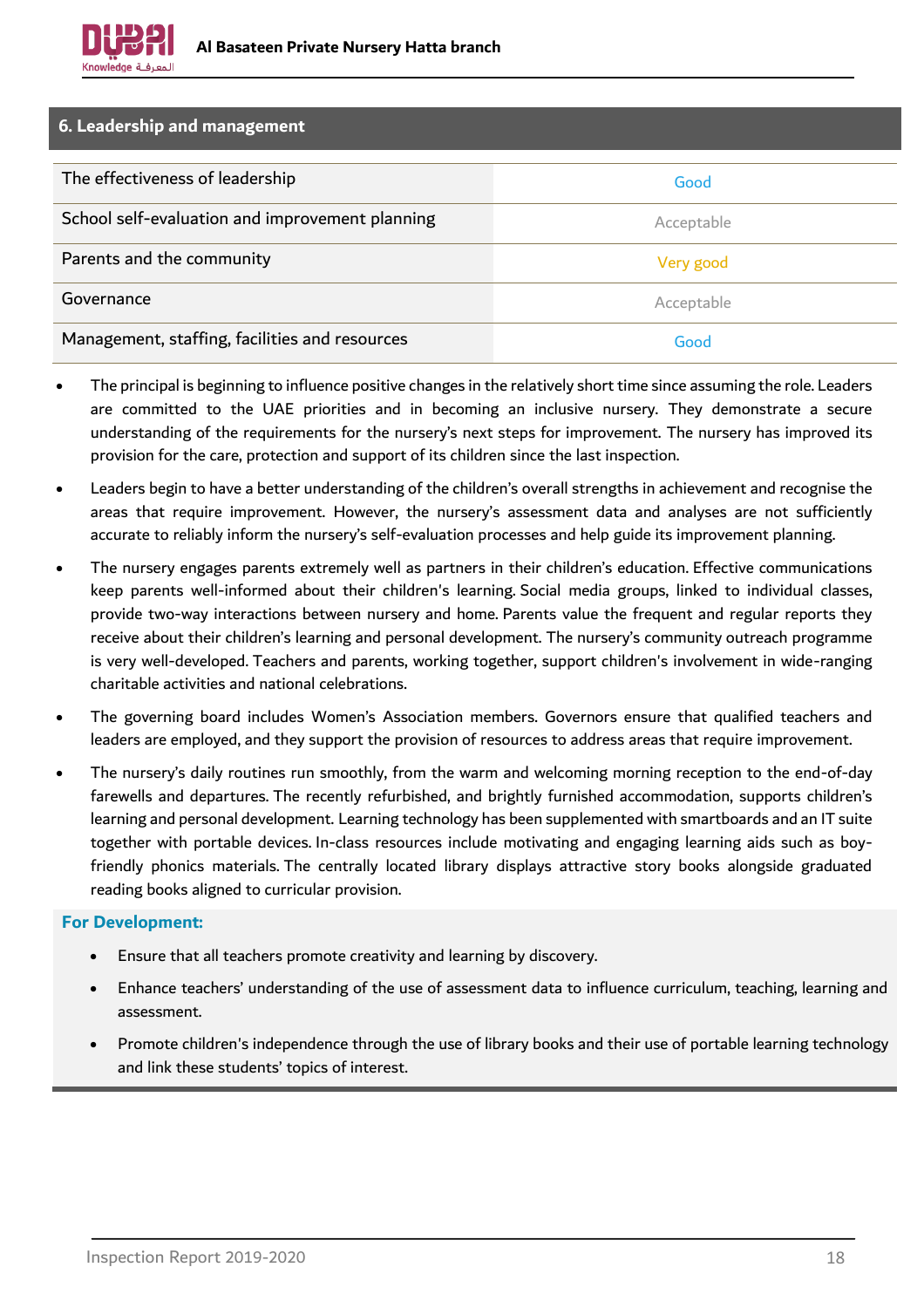## 6. Leadership and management

| | |
|---|---|
| The effectiveness of leadership | Good |
| School self-evaluation and improvement planning | Acceptable |
| Parents and the community | Very good |
| Governance | Acceptable |
| Management, staffing, facilities and resources | Good |

- The principal is beginning to influence positive changes in the relatively short time since assuming the role. Leaders are committed to the UAE priorities and in becoming an inclusive nursery. They demonstrate a secure understanding of the requirements for the nursery's next steps for improvement. The nursery has improved its provision for the care, protection and support of its children since the last inspection.
- Leaders begin to have a better understanding of the children's overall strengths in achievement and recognise the areas that require improvement. However, the nursery's assessment data and analyses are not sufficiently accurate to reliably inform the nursery's self-evaluation processes and help guide its improvement planning.
- The nursery engages parents extremely well as partners in their children's education. Effective communications keep parents well-informed about their children's learning. Social media groups, linked to individual classes, provide two-way interactions between nursery and home. Parents value the frequent and regular reports they receive about their children's learning and personal development. The nursery's community outreach programme is very well-developed. Teachers and parents, working together, support children's involvement in wide-ranging charitable activities and national celebrations.
- The governing board includes Women's Association members. Governors ensure that qualified teachers and leaders are employed, and they support the provision of resources to address areas that require improvement.
- The nursery's daily routines run smoothly, from the warm and welcoming morning reception to the end-of-day farewells and departures. The recently refurbished, and brightly furnished accommodation, supports children's learning and personal development. Learning technology has been supplemented with smartboards and an IT suite together with portable devices. In-class resources include motivating and engaging learning aids such as boy-friendly phonics materials. The centrally located library displays attractive story books alongside graduated reading books aligned to curricular provision.

**For Development:**

- Ensure that all teachers promote creativity and learning by discovery.
- Enhance teachers' understanding of the use of assessment data to influence curriculum, teaching, learning and assessment.
- Promote children's independence through the use of library books and their use of portable learning technology and link these students' topics of interest.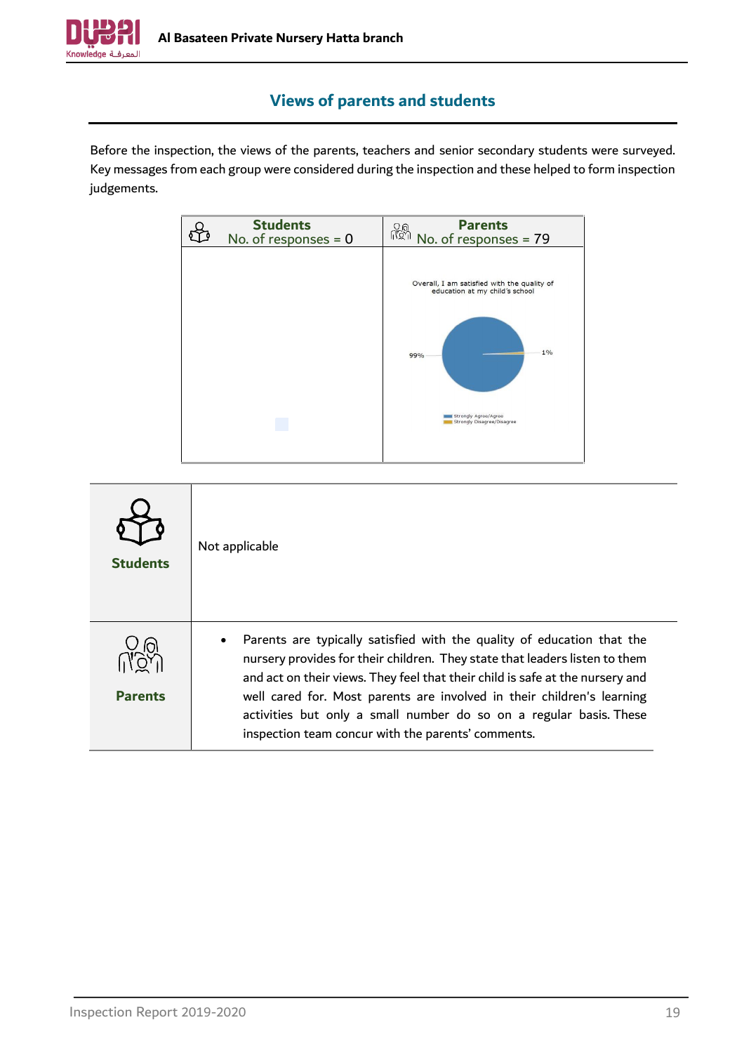## Views of parents and students

Before the inspection, the views of the parents, teachers and senior secondary students were surveyed. Key messages from each group were considered during the inspection and these helped to form inspection judgements.

| Students<br>No. of responses = 0 | Parents<br>No. of responses = 79 |
|---|---|
| | Overall, I am satisfied with the quality of education at my child's school<br>99%<br>1%<br>Strongly Agree/Agree<br>Strongly Disagree/Disagree |

| | |
|---|---|
| **Students** | Not applicable |
| **Parents** | • Parents are typically satisfied with the quality of education that the nursery provides for their children. They state that leaders listen to them and act on their views. They feel that their child is safe at the nursery and well cared for. Most parents are involved in their children's learning activities but only a small number do so on a regular basis. These inspection team concur with the parents' comments. |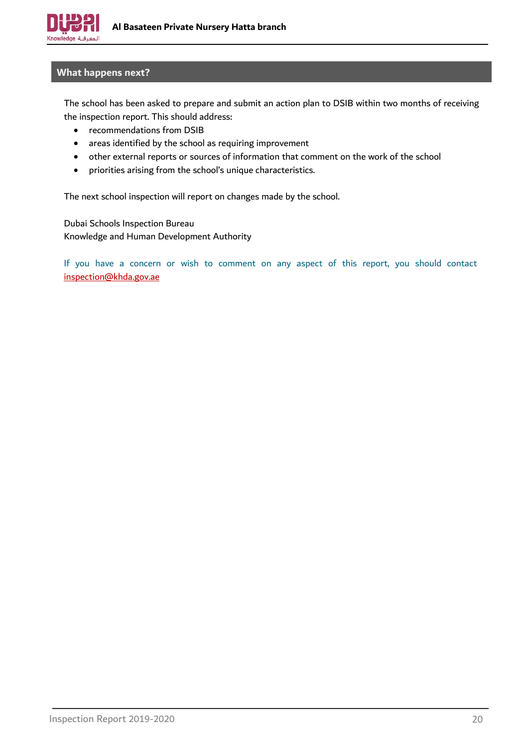## What happens next?

The school has been asked to prepare and submit an action plan to DSIB within two months of receiving the inspection report. This should address:

- recommendations from DSIB
- areas identified by the school as requiring improvement
- other external reports or sources of information that comment on the work of the school
- priorities arising from the school's unique characteristics.

The next school inspection will report on changes made by the school.

Dubai Schools Inspection Bureau
Knowledge and Human Development Authority

If you have a concern or wish to comment on any aspect of this report, you should contact inspection@khda.gov.ae